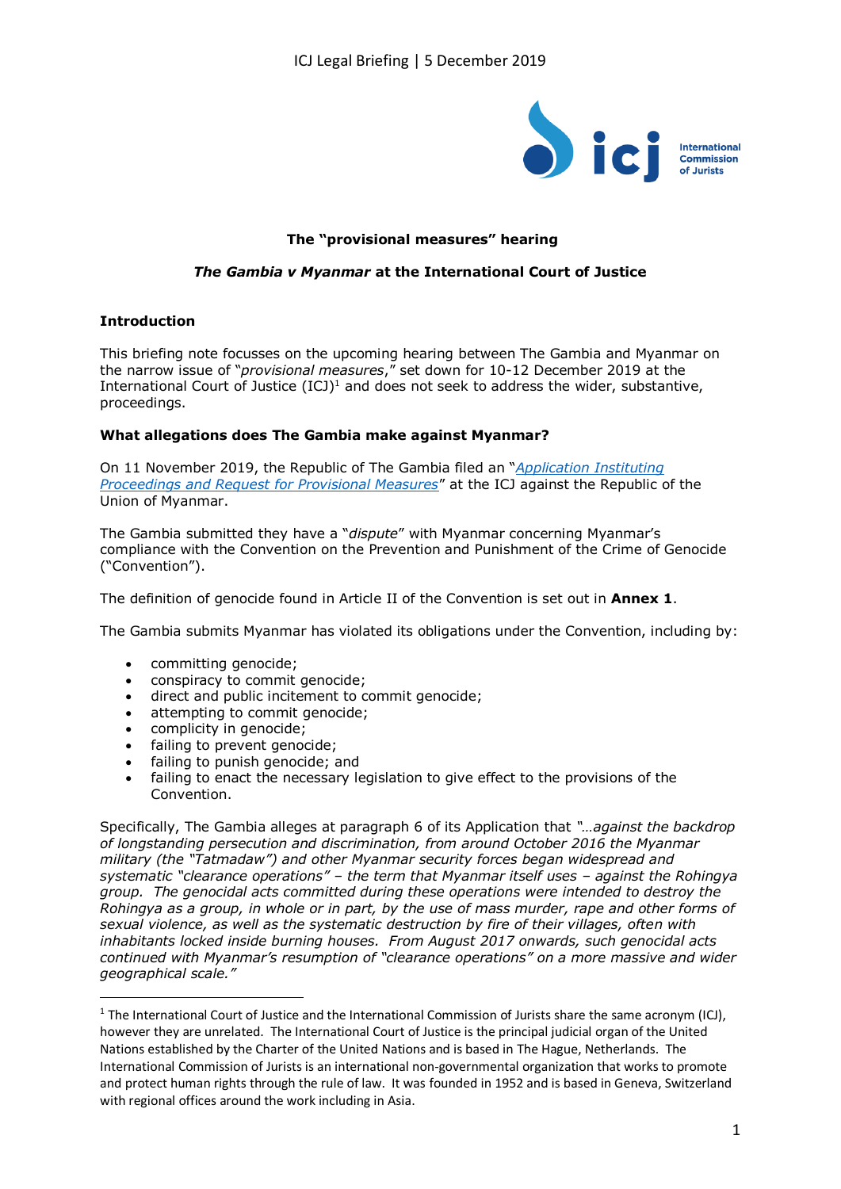## The "provisional measures" hearing

### *The Gambia v Myanmar* at the International Court of Justice

### Introduction

This briefing note focusses on the upcoming hearing between The Gambia and Myanmar on the narrow issue of "*provisional measures*," set down for 10-12 December 2019 at the International Court of Justice (ICJ)[1] and does not seek to address the wider, substantive, proceedings.

### What allegations does The Gambia make against Myanmar?

On 11 November 2019, the Republic of The Gambia filed an "*Application Instituting Proceedings and Request for Provisional Measures*" at the ICJ against the Republic of the Union of Myanmar.

The Gambia submitted they have a "*dispute*" with Myanmar concerning Myanmar's compliance with the Convention on the Prevention and Punishment of the Crime of Genocide ("Convention").

The definition of genocide found in Article II of the Convention is set out in **Annex 1**.

The Gambia submits Myanmar has violated its obligations under the Convention, including by:

- committing genocide;
- conspiracy to commit genocide;
- direct and public incitement to commit genocide;
- attempting to commit genocide;
- complicity in genocide;
- failing to prevent genocide;
- failing to punish genocide; and
- failing to enact the necessary legislation to give effect to the provisions of the Convention.

Specifically, The Gambia alleges at paragraph 6 of its Application that *"…against the backdrop of longstanding persecution and discrimination, from around October 2016 the Myanmar military (the "Tatmadaw") and other Myanmar security forces began widespread and systematic "clearance operations" – the term that Myanmar itself uses – against the Rohingya group. The genocidal acts committed during these operations were intended to destroy the Rohingya as a group, in whole or in part, by the use of mass murder, rape and other forms of sexual violence, as well as the systematic destruction by fire of their villages, often with inhabitants locked inside burning houses. From August 2017 onwards, such genocidal acts continued with Myanmar's resumption of "clearance operations" on a more massive and wider geographical scale."*

[1] The International Court of Justice and the International Commission of Jurists share the same acronym (ICJ), however they are unrelated. The International Court of Justice is the principal judicial organ of the United Nations established by the Charter of the United Nations and is based in The Hague, Netherlands. The International Commission of Jurists is an international non-governmental organization that works to promote and protect human rights through the rule of law. It was founded in 1952 and is based in Geneva, Switzerland with regional offices around the work including in Asia.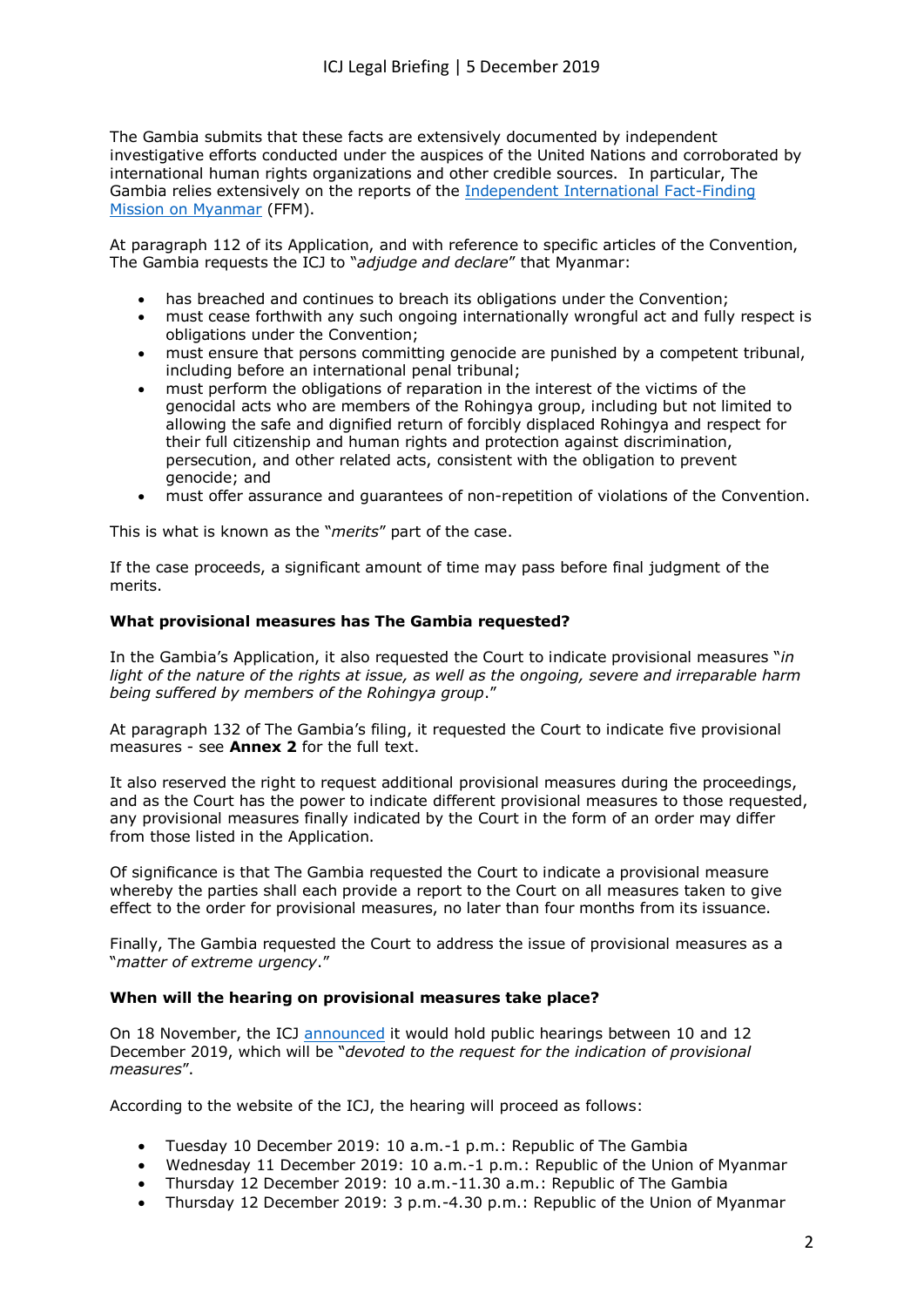The Gambia submits that these facts are extensively documented by independent investigative efforts conducted under the auspices of the United Nations and corroborated by international human rights organizations and other credible sources. In particular, The Gambia relies extensively on the reports of the Independent International Fact-Finding Mission on Myanmar (FFM).

At paragraph 112 of its Application, and with reference to specific articles of the Convention, The Gambia requests the ICJ to "*adjudge and declare*" that Myanmar:

- has breached and continues to breach its obligations under the Convention;
- must cease forthwith any such ongoing internationally wrongful act and fully respect is obligations under the Convention;
- must ensure that persons committing genocide are punished by a competent tribunal, including before an international penal tribunal;
- must perform the obligations of reparation in the interest of the victims of the genocidal acts who are members of the Rohingya group, including but not limited to allowing the safe and dignified return of forcibly displaced Rohingya and respect for their full citizenship and human rights and protection against discrimination, persecution, and other related acts, consistent with the obligation to prevent genocide; and
- must offer assurance and guarantees of non-repetition of violations of the Convention.

This is what is known as the "*merits*" part of the case.

If the case proceeds, a significant amount of time may pass before final judgment of the merits.

**What provisional measures has The Gambia requested?**

In the Gambia's Application, it also requested the Court to indicate provisional measures "*in light of the nature of the rights at issue, as well as the ongoing, severe and irreparable harm being suffered by members of the Rohingya group*."

At paragraph 132 of The Gambia's filing, it requested the Court to indicate five provisional measures - see **Annex 2** for the full text.

It also reserved the right to request additional provisional measures during the proceedings, and as the Court has the power to indicate different provisional measures to those requested, any provisional measures finally indicated by the Court in the form of an order may differ from those listed in the Application.

Of significance is that The Gambia requested the Court to indicate a provisional measure whereby the parties shall each provide a report to the Court on all measures taken to give effect to the order for provisional measures, no later than four months from its issuance.

Finally, The Gambia requested the Court to address the issue of provisional measures as a "*matter of extreme urgency*."

**When will the hearing on provisional measures take place?**

On 18 November, the ICJ announced it would hold public hearings between 10 and 12 December 2019, which will be "*devoted to the request for the indication of provisional measures*".

According to the website of the ICJ, the hearing will proceed as follows:

- Tuesday 10 December 2019: 10 a.m.-1 p.m.: Republic of The Gambia
- Wednesday 11 December 2019: 10 a.m.-1 p.m.: Republic of the Union of Myanmar
- Thursday 12 December 2019: 10 a.m.-11.30 a.m.: Republic of The Gambia
- Thursday 12 December 2019: 3 p.m.-4.30 p.m.: Republic of the Union of Myanmar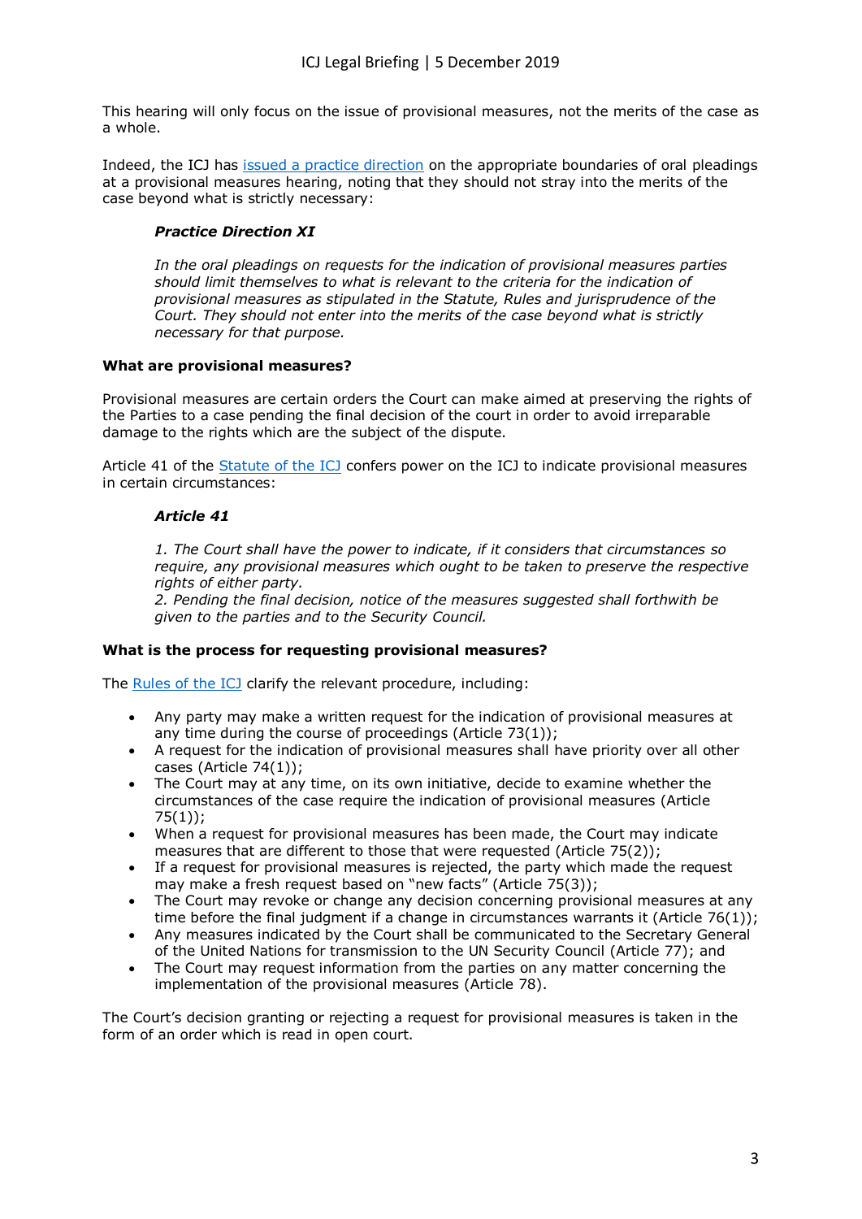This hearing will only focus on the issue of provisional measures, not the merits of the case as a whole.

Indeed, the ICJ has [issued a practice direction]() on the appropriate boundaries of oral pleadings at a provisional measures hearing, noting that they should not stray into the merits of the case beyond what is strictly necessary:

> ***Practice Direction XI***
>
> *In the oral pleadings on requests for the indication of provisional measures parties should limit themselves to what is relevant to the criteria for the indication of provisional measures as stipulated in the Statute, Rules and jurisprudence of the Court. They should not enter into the merits of the case beyond what is strictly necessary for that purpose.*

**What are provisional measures?**

Provisional measures are certain orders the Court can make aimed at preserving the rights of the Parties to a case pending the final decision of the court in order to avoid irreparable damage to the rights which are the subject of the dispute.

Article 41 of the [Statute of the ICJ]() confers power on the ICJ to indicate provisional measures in certain circumstances:

> ***Article 41***
>
> *1. The Court shall have the power to indicate, if it considers that circumstances so require, any provisional measures which ought to be taken to preserve the respective rights of either party.*
> *2. Pending the final decision, notice of the measures suggested shall forthwith be given to the parties and to the Security Council.*

**What is the process for requesting provisional measures?**

The [Rules of the ICJ]() clarify the relevant procedure, including:

- Any party may make a written request for the indication of provisional measures at any time during the course of proceedings (Article 73(1));
- A request for the indication of provisional measures shall have priority over all other cases (Article 74(1));
- The Court may at any time, on its own initiative, decide to examine whether the circumstances of the case require the indication of provisional measures (Article 75(1));
- When a request for provisional measures has been made, the Court may indicate measures that are different to those that were requested (Article 75(2));
- If a request for provisional measures is rejected, the party which made the request may make a fresh request based on "new facts" (Article 75(3));
- The Court may revoke or change any decision concerning provisional measures at any time before the final judgment if a change in circumstances warrants it (Article 76(1));
- Any measures indicated by the Court shall be communicated to the Secretary General of the United Nations for transmission to the UN Security Council (Article 77); and
- The Court may request information from the parties on any matter concerning the implementation of the provisional measures (Article 78).

The Court's decision granting or rejecting a request for provisional measures is taken in the form of an order which is read in open court.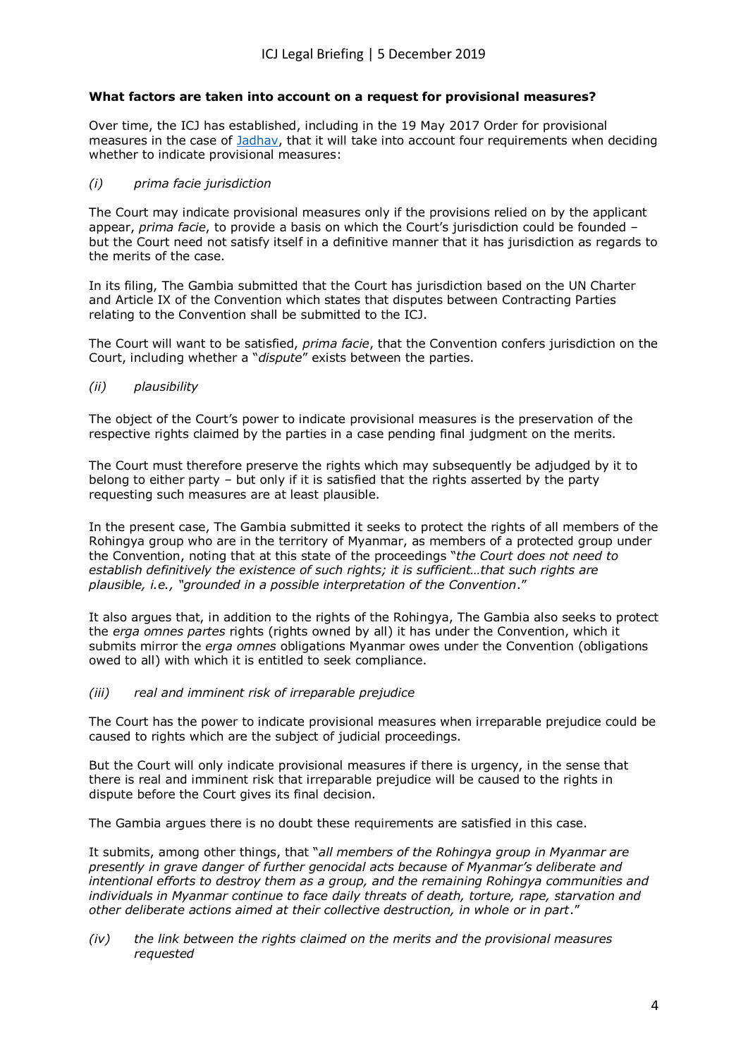**What factors are taken into account on a request for provisional measures?**

Over time, the ICJ has established, including in the 19 May 2017 Order for provisional measures in the case of Jadhav, that it will take into account four requirements when deciding whether to indicate provisional measures:

*(i) prima facie jurisdiction*

The Court may indicate provisional measures only if the provisions relied on by the applicant appear, *prima facie*, to provide a basis on which the Court's jurisdiction could be founded – but the Court need not satisfy itself in a definitive manner that it has jurisdiction as regards to the merits of the case.

In its filing, The Gambia submitted that the Court has jurisdiction based on the UN Charter and Article IX of the Convention which states that disputes between Contracting Parties relating to the Convention shall be submitted to the ICJ.

The Court will want to be satisfied, *prima facie*, that the Convention confers jurisdiction on the Court, including whether a "*dispute*" exists between the parties.

*(ii) plausibility*

The object of the Court's power to indicate provisional measures is the preservation of the respective rights claimed by the parties in a case pending final judgment on the merits.

The Court must therefore preserve the rights which may subsequently be adjudged by it to belong to either party – but only if it is satisfied that the rights asserted by the party requesting such measures are at least plausible.

In the present case, The Gambia submitted it seeks to protect the rights of all members of the Rohingya group who are in the territory of Myanmar, as members of a protected group under the Convention, noting that at this state of the proceedings "*the Court does not need to establish definitively the existence of such rights; it is sufficient…that such rights are plausible, i.e., "grounded in a possible interpretation of the Convention*."

It also argues that, in addition to the rights of the Rohingya, The Gambia also seeks to protect the *erga omnes partes* rights (rights owned by all) it has under the Convention, which it submits mirror the *erga omnes* obligations Myanmar owes under the Convention (obligations owed to all) with which it is entitled to seek compliance.

*(iii) real and imminent risk of irreparable prejudice*

The Court has the power to indicate provisional measures when irreparable prejudice could be caused to rights which are the subject of judicial proceedings.

But the Court will only indicate provisional measures if there is urgency, in the sense that there is real and imminent risk that irreparable prejudice will be caused to the rights in dispute before the Court gives its final decision.

The Gambia argues there is no doubt these requirements are satisfied in this case.

It submits, among other things, that "*all members of the Rohingya group in Myanmar are presently in grave danger of further genocidal acts because of Myanmar's deliberate and intentional efforts to destroy them as a group, and the remaining Rohingya communities and individuals in Myanmar continue to face daily threats of death, torture, rape, starvation and other deliberate actions aimed at their collective destruction, in whole or in part*."

*(iv) the link between the rights claimed on the merits and the provisional measures requested*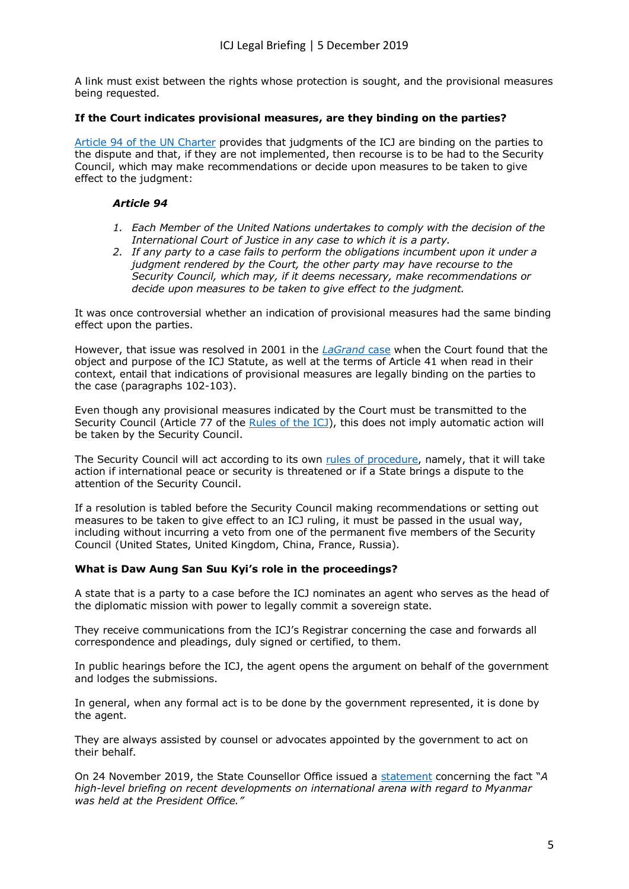A link must exist between the rights whose protection is sought, and the provisional measures being requested.

**If the Court indicates provisional measures, are they binding on the parties?**

[Article 94 of the UN Charter](#) provides that judgments of the ICJ are binding on the parties to the dispute and that, if they are not implemented, then recourse is to be had to the Security Council, which may make recommendations or decide upon measures to be taken to give effect to the judgment:

> ***Article 94***
>
> 1. *Each Member of the United Nations undertakes to comply with the decision of the International Court of Justice in any case to which it is a party.*
> 2. *If any party to a case fails to perform the obligations incumbent upon it under a judgment rendered by the Court, the other party may have recourse to the Security Council, which may, if it deems necessary, make recommendations or decide upon measures to be taken to give effect to the judgment.*

It was once controversial whether an indication of provisional measures had the same binding effect upon the parties.

However, that issue was resolved in 2001 in the [*LaGrand* case](#) when the Court found that the object and purpose of the ICJ Statute, as well at the terms of Article 41 when read in their context, entail that indications of provisional measures are legally binding on the parties to the case (paragraphs 102-103).

Even though any provisional measures indicated by the Court must be transmitted to the Security Council (Article 77 of the [Rules of the ICJ](#)), this does not imply automatic action will be taken by the Security Council.

The Security Council will act according to its own [rules of procedure](#), namely, that it will take action if international peace or security is threatened or if a State brings a dispute to the attention of the Security Council.

If a resolution is tabled before the Security Council making recommendations or setting out measures to be taken to give effect to an ICJ ruling, it must be passed in the usual way, including without incurring a veto from one of the permanent five members of the Security Council (United States, United Kingdom, China, France, Russia).

**What is Daw Aung San Suu Kyi's role in the proceedings?**

A state that is a party to a case before the ICJ nominates an agent who serves as the head of the diplomatic mission with power to legally commit a sovereign state.

They receive communications from the ICJ's Registrar concerning the case and forwards all correspondence and pleadings, duly signed or certified, to them.

In public hearings before the ICJ, the agent opens the argument on behalf of the government and lodges the submissions.

In general, when any formal act is to be done by the government represented, it is done by the agent.

They are always assisted by counsel or advocates appointed by the government to act on their behalf.

On 24 November 2019, the State Counsellor Office issued a [statement](#) concerning the fact "*A high-level briefing on recent developments on international arena with regard to Myanmar was held at the President Office.*"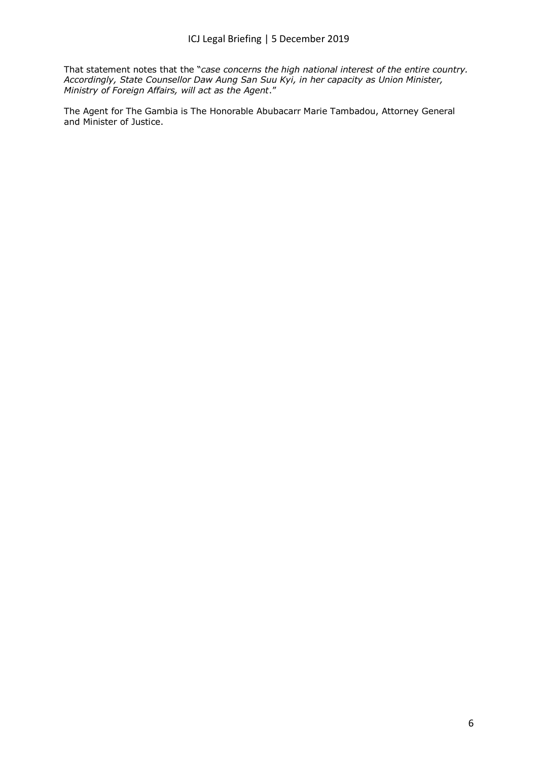That statement notes that the "*case concerns the high national interest of the entire country. Accordingly, State Counsellor Daw Aung San Suu Kyi, in her capacity as Union Minister, Ministry of Foreign Affairs, will act as the Agent*."

The Agent for The Gambia is The Honorable Abubacarr Marie Tambadou, Attorney General and Minister of Justice.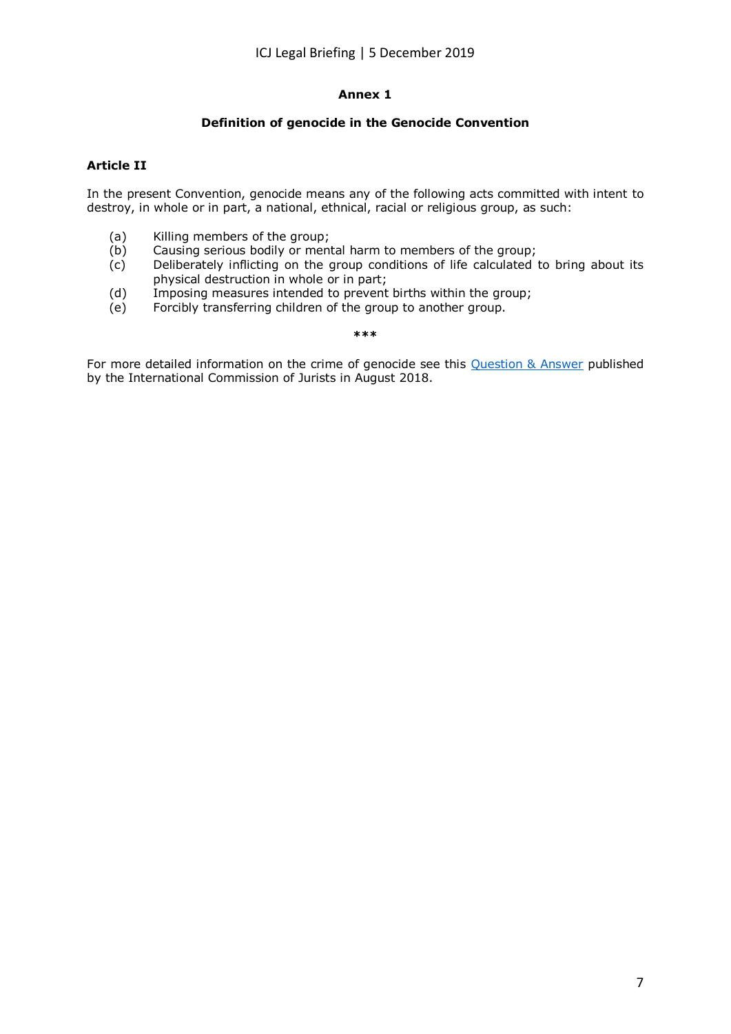## Annex 1

### Definition of genocide in the Genocide Convention

**Article II**

In the present Convention, genocide means any of the following acts committed with intent to destroy, in whole or in part, a national, ethnical, racial or religious group, as such:

(a) Killing members of the group;
(b) Causing serious bodily or mental harm to members of the group;
(c) Deliberately inflicting on the group conditions of life calculated to bring about its physical destruction in whole or in part;
(d) Imposing measures intended to prevent births within the group;
(e) Forcibly transferring children of the group to another group.

***

For more detailed information on the crime of genocide see this Question & Answer published by the International Commission of Jurists in August 2018.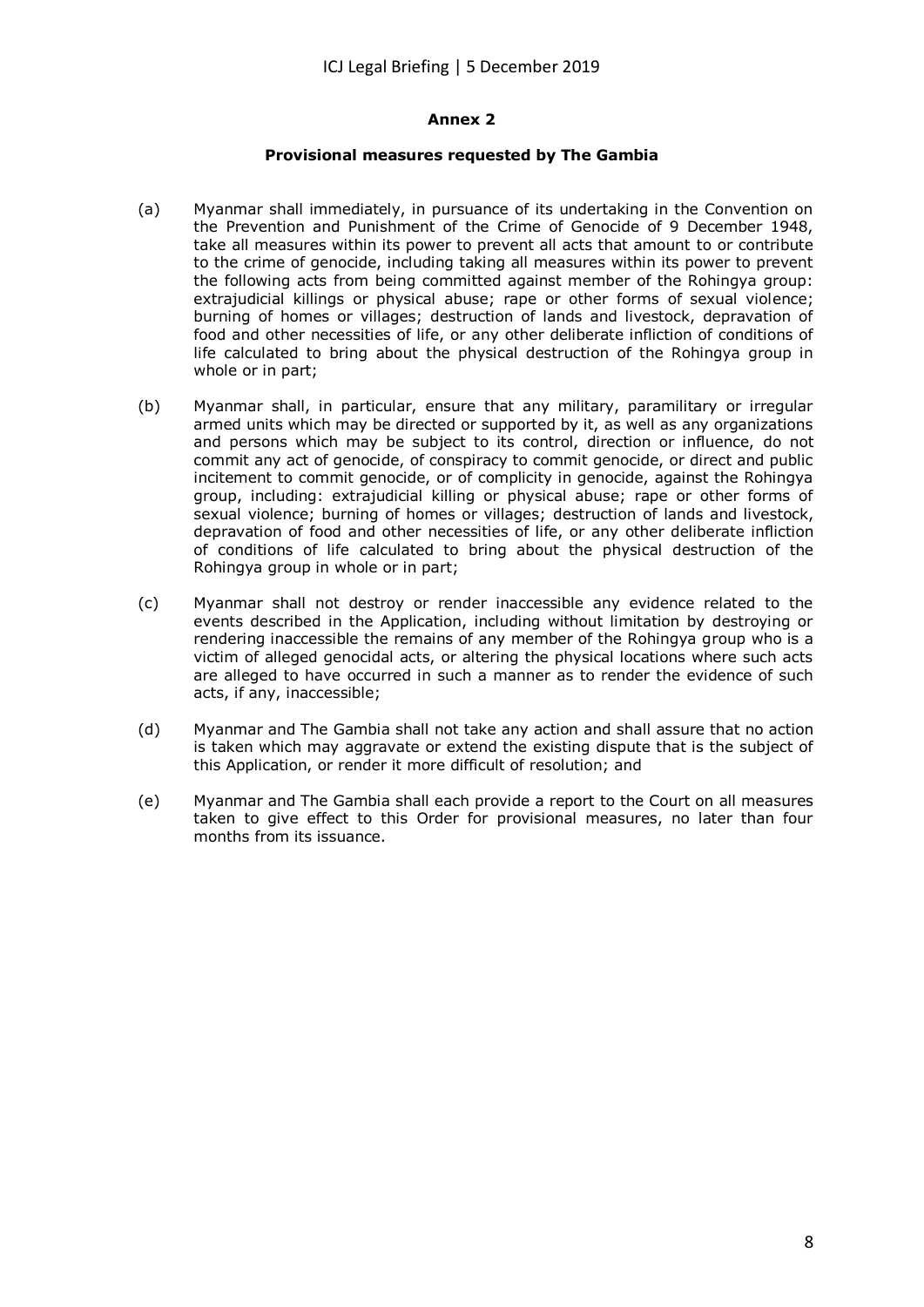**Annex 2**

**Provisional measures requested by The Gambia**

(a) Myanmar shall immediately, in pursuance of its undertaking in the Convention on the Prevention and Punishment of the Crime of Genocide of 9 December 1948, take all measures within its power to prevent all acts that amount to or contribute to the crime of genocide, including taking all measures within its power to prevent the following acts from being committed against member of the Rohingya group: extrajudicial killings or physical abuse; rape or other forms of sexual violence; burning of homes or villages; destruction of lands and livestock, depravation of food and other necessities of life, or any other deliberate infliction of conditions of life calculated to bring about the physical destruction of the Rohingya group in whole or in part;

(b) Myanmar shall, in particular, ensure that any military, paramilitary or irregular armed units which may be directed or supported by it, as well as any organizations and persons which may be subject to its control, direction or influence, do not commit any act of genocide, of conspiracy to commit genocide, or direct and public incitement to commit genocide, or of complicity in genocide, against the Rohingya group, including: extrajudicial killing or physical abuse; rape or other forms of sexual violence; burning of homes or villages; destruction of lands and livestock, depravation of food and other necessities of life, or any other deliberate infliction of conditions of life calculated to bring about the physical destruction of the Rohingya group in whole or in part;

(c) Myanmar shall not destroy or render inaccessible any evidence related to the events described in the Application, including without limitation by destroying or rendering inaccessible the remains of any member of the Rohingya group who is a victim of alleged genocidal acts, or altering the physical locations where such acts are alleged to have occurred in such a manner as to render the evidence of such acts, if any, inaccessible;

(d) Myanmar and The Gambia shall not take any action and shall assure that no action is taken which may aggravate or extend the existing dispute that is the subject of this Application, or render it more difficult of resolution; and

(e) Myanmar and The Gambia shall each provide a report to the Court on all measures taken to give effect to this Order for provisional measures, no later than four months from its issuance.